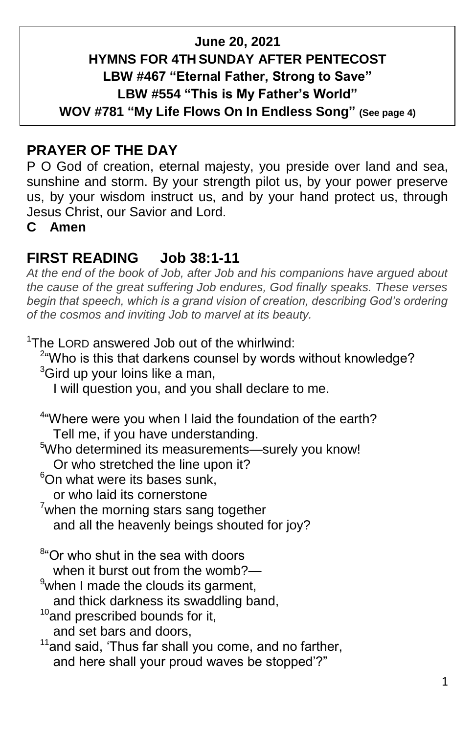**June 20, 2021**
**HYMNS FOR 4TH SUNDAY AFTER PENTECOST**
**LBW #467 "Eternal Father, Strong to Save"**
**LBW #554 "This is My Father's World"**
**WOV #781 "My Life Flows On In Endless Song"** **(See page 4)**

## PRAYER OF THE DAY

P O God of creation, eternal majesty, you preside over land and sea, sunshine and storm. By your strength pilot us, by your power preserve us, by your wisdom instruct us, and by your hand protect us, through Jesus Christ, our Savior and Lord.

**C Amen**

## FIRST READING Job 38:1-11

*At the end of the book of Job, after Job and his companions have argued about the cause of the great suffering Job endures, God finally speaks. These verses begin that speech, which is a grand vision of creation, describing God's ordering of the cosmos and inviting Job to marvel at its beauty.*

[1]The LORD answered Job out of the whirlwind:
[2]"Who is this that darkens counsel by words without knowledge?
[3]Gird up your loins like a man,
I will question you, and you shall declare to me.

[4]"Where were you when I laid the foundation of the earth?
Tell me, if you have understanding.
[5]Who determined its measurements—surely you know!
Or who stretched the line upon it?
[6]On what were its bases sunk,
or who laid its cornerstone
[7]when the morning stars sang together
and all the heavenly beings shouted for joy?

[8]"Or who shut in the sea with doors
when it burst out from the womb?—
[9]when I made the clouds its garment,
and thick darkness its swaddling band,
[10]and prescribed bounds for it,
and set bars and doors,
[11]and said, 'Thus far shall you come, and no farther,
and here shall your proud waves be stopped'?"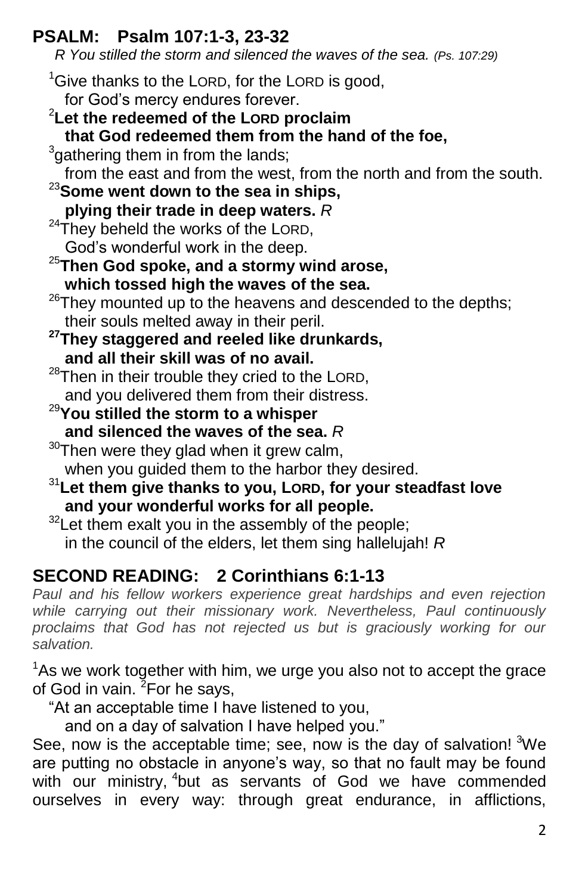## PSALM: Psalm 107:1-3, 23-32

*R You stilled the storm and silenced the waves of the sea. (Ps. 107:29)*

[1]Give thanks to the LORD, for the LORD is good,
for God's mercy endures forever.
**[2]Let the redeemed of the LORD proclaim
that God redeemed them from the hand of the foe,**
[3]gathering them in from the lands;
from the east and from the west, from the north and from the south.
**[23]Some went down to the sea in ships,
plying their trade in deep waters.** *R*
[24]They beheld the works of the LORD,
God's wonderful work in the deep.
**[25]Then God spoke, and a stormy wind arose,
which tossed high the waves of the sea.**
[26]They mounted up to the heavens and descended to the depths;
their souls melted away in their peril.
**[27]They staggered and reeled like drunkards,
and all their skill was of no avail.**
[28]Then in their trouble they cried to the LORD,
and you delivered them from their distress.
**[29]You stilled the storm to a whisper
and silenced the waves of the sea.** *R*
[30]Then were they glad when it grew calm,
when you guided them to the harbor they desired.
**[31]Let them give thanks to you, LORD, for your steadfast love
and your wonderful works for all people.**
[32]Let them exalt you in the assembly of the people;
in the council of the elders, let them sing hallelujah! *R*

## SECOND READING: 2 Corinthians 6:1-13

*Paul and his fellow workers experience great hardships and even rejection while carrying out their missionary work. Nevertheless, Paul continuously proclaims that God has not rejected us but is graciously working for our salvation.*

[1]As we work together with him, we urge you also not to accept the grace of God in vain. [2]For he says,

"At an acceptable time I have listened to you,
and on a day of salvation I have helped you."

See, now is the acceptable time; see, now is the day of salvation! [3]We are putting no obstacle in anyone's way, so that no fault may be found with our ministry, [4]but as servants of God we have commended ourselves in every way: through great endurance, in afflictions,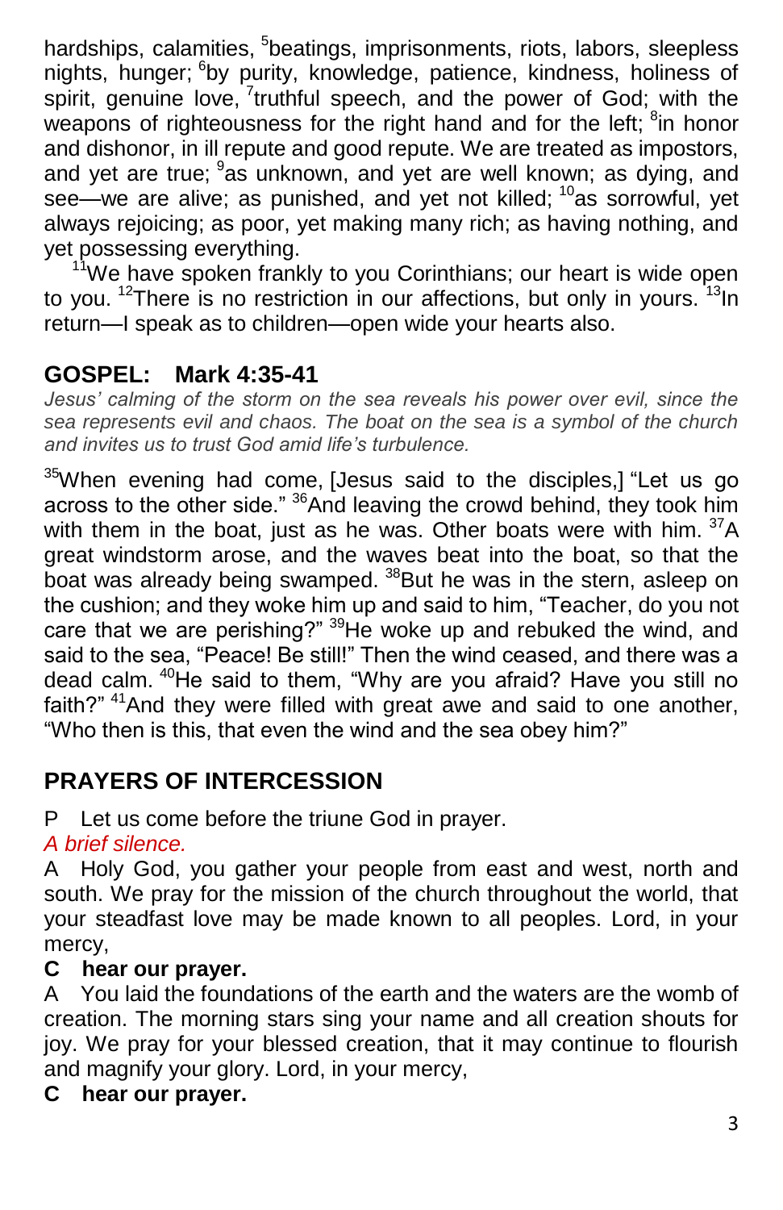hardships, calamities, [5]beatings, imprisonments, riots, labors, sleepless nights, hunger; [6]by purity, knowledge, patience, kindness, holiness of spirit, genuine love, [7]truthful speech, and the power of God; with the weapons of righteousness for the right hand and for the left; [8]in honor and dishonor, in ill repute and good repute. We are treated as impostors, and yet are true; [9]as unknown, and yet are well known; as dying, and see—we are alive; as punished, and yet not killed; [10]as sorrowful, yet always rejoicing; as poor, yet making many rich; as having nothing, and yet possessing everything.

[11]We have spoken frankly to you Corinthians; our heart is wide open to you. [12]There is no restriction in our affections, but only in yours. [13]In return—I speak as to children—open wide your hearts also.

## GOSPEL: Mark 4:35-41

*Jesus' calming of the storm on the sea reveals his power over evil, since the sea represents evil and chaos. The boat on the sea is a symbol of the church and invites us to trust God amid life's turbulence.*

[35]When evening had come, [Jesus said to the disciples,] "Let us go across to the other side." [36]And leaving the crowd behind, they took him with them in the boat, just as he was. Other boats were with him. [37]A great windstorm arose, and the waves beat into the boat, so that the boat was already being swamped. [38]But he was in the stern, asleep on the cushion; and they woke him up and said to him, "Teacher, do you not care that we are perishing?" [39]He woke up and rebuked the wind, and said to the sea, "Peace! Be still!" Then the wind ceased, and there was a dead calm. [40]He said to them, "Why are you afraid? Have you still no faith?" [41]And they were filled with great awe and said to one another, "Who then is this, that even the wind and the sea obey him?"

## PRAYERS OF INTERCESSION

P Let us come before the triune God in prayer.

*A brief silence.*

A Holy God, you gather your people from east and west, north and south. We pray for the mission of the church throughout the world, that your steadfast love may be made known to all peoples. Lord, in your mercy,

**C hear our prayer.**

A You laid the foundations of the earth and the waters are the womb of creation. The morning stars sing your name and all creation shouts for joy. We pray for your blessed creation, that it may continue to flourish and magnify your glory. Lord, in your mercy,

**C hear our prayer.**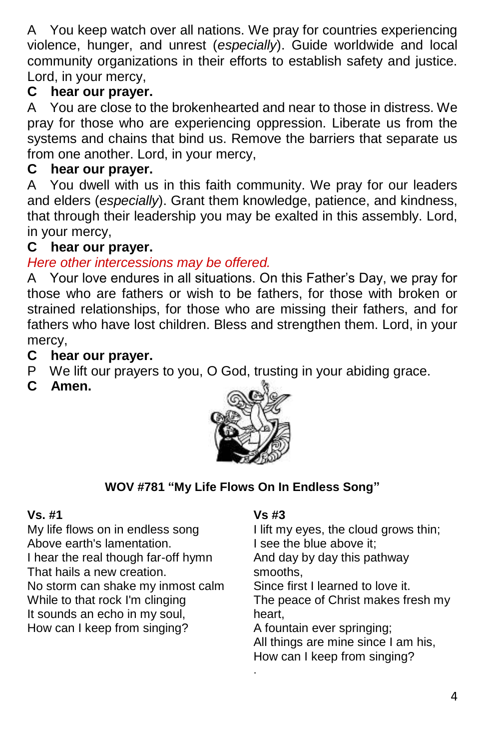A You keep watch over all nations. We pray for countries experiencing violence, hunger, and unrest (*especially*). Guide worldwide and local community organizations in their efforts to establish safety and justice. Lord, in your mercy,

**C hear our prayer.**

A You are close to the brokenhearted and near to those in distress. We pray for those who are experiencing oppression. Liberate us from the systems and chains that bind us. Remove the barriers that separate us from one another. Lord, in your mercy,

**C hear our prayer.**

A You dwell with us in this faith community. We pray for our leaders and elders (*especially*). Grant them knowledge, patience, and kindness, that through their leadership you may be exalted in this assembly. Lord, in your mercy,

**C hear our prayer.**

*Here other intercessions may be offered.*

A Your love endures in all situations. On this Father's Day, we pray for those who are fathers or wish to be fathers, for those with broken or strained relationships, for those who are missing their fathers, and for fathers who have lost children. Bless and strengthen them. Lord, in your mercy,

**C hear our prayer.**

P We lift our prayers to you, O God, trusting in your abiding grace.

**C Amen.**

**WOV #781 "My Life Flows On In Endless Song"**

**Vs. #1**

My life flows on in endless song
Above earth's lamentation.
I hear the real though far-off hymn
That hails a new creation.
No storm can shake my inmost calm
While to that rock I'm clinging
It sounds an echo in my soul,
How can I keep from singing?

**Vs #3**

I lift my eyes, the cloud grows thin;
I see the blue above it;
And day by day this pathway smooths,
Since first I learned to love it.
The peace of Christ makes fresh my heart,
A fountain ever springing;
All things are mine since I am his,
How can I keep from singing?